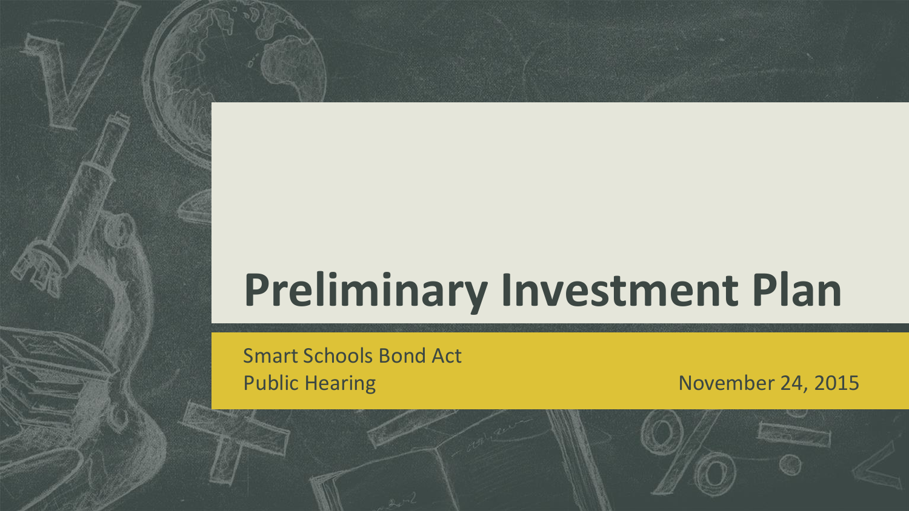# Preliminary Investment Plan

Smart Schools Bond Act
Public Hearing

November 24, 2015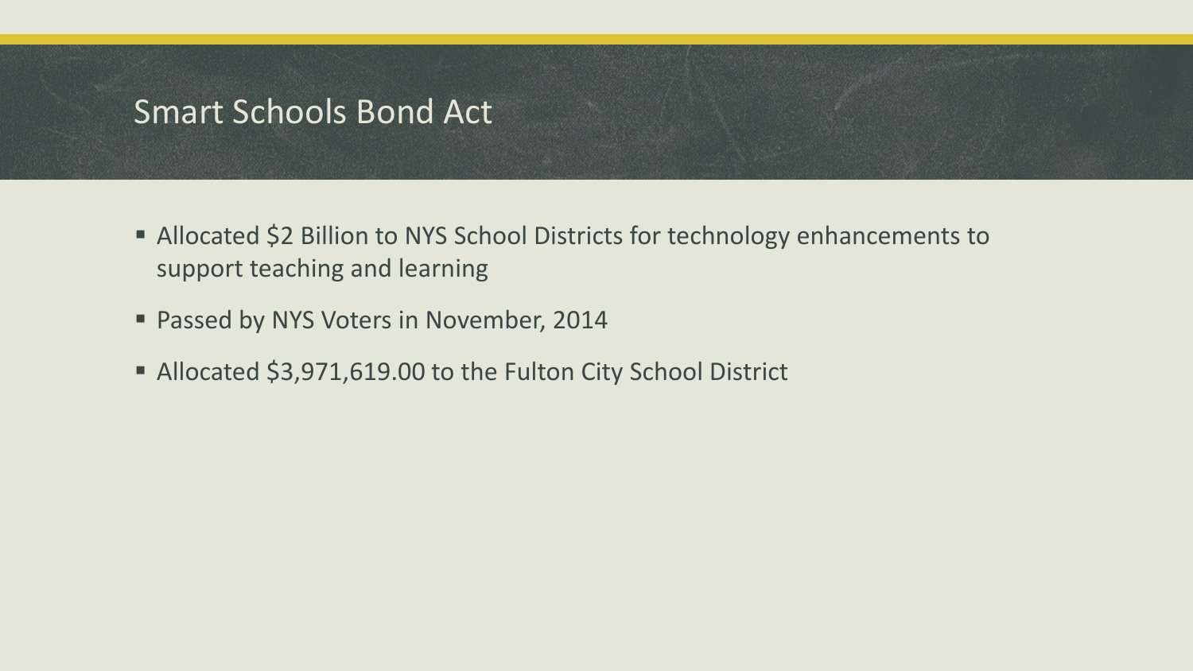# Smart Schools Bond Act

- Allocated $2 Billion to NYS School Districts for technology enhancements to support teaching and learning
- Passed by NYS Voters in November, 2014
- Allocated $3,971,619.00 to the Fulton City School District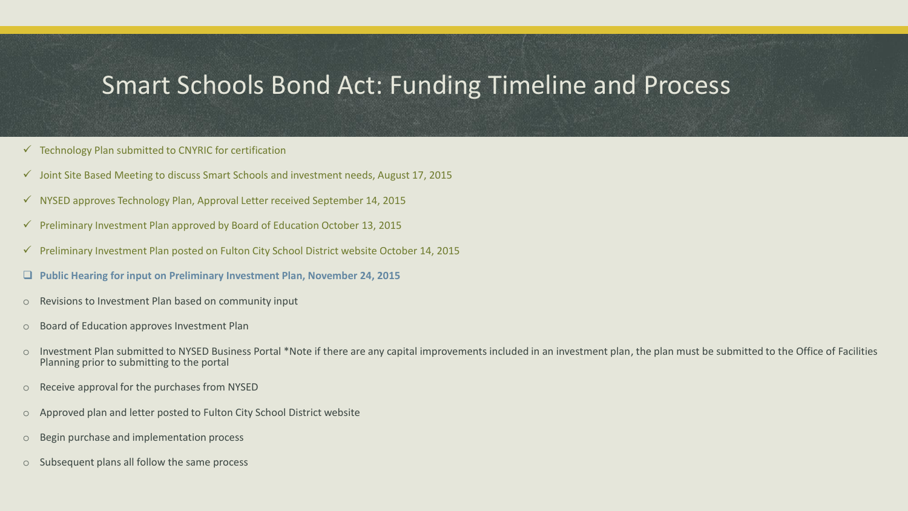# Smart Schools Bond Act: Funding Timeline and Process

- ✓ Technology Plan submitted to CNYRIC for certification
- ✓ Joint Site Based Meeting to discuss Smart Schools and investment needs, August 17, 2015
- ✓ NYSED approves Technology Plan, Approval Letter received September 14, 2015
- ✓ Preliminary Investment Plan approved by Board of Education October 13, 2015
- ✓ Preliminary Investment Plan posted on Fulton City School District website October 14, 2015
- ❑ **Public Hearing for input on Preliminary Investment Plan, November 24, 2015**
- ○ Revisions to Investment Plan based on community input
- ○ Board of Education approves Investment Plan
- ○ Investment Plan submitted to NYSED Business Portal *Note if there are any capital improvements included in an investment plan, the plan must be submitted to the Office of Facilities Planning prior to submitting to the portal
- ○ Receive approval for the purchases from NYSED
- ○ Approved plan and letter posted to Fulton City School District website
- ○ Begin purchase and implementation process
- ○ Subsequent plans all follow the same process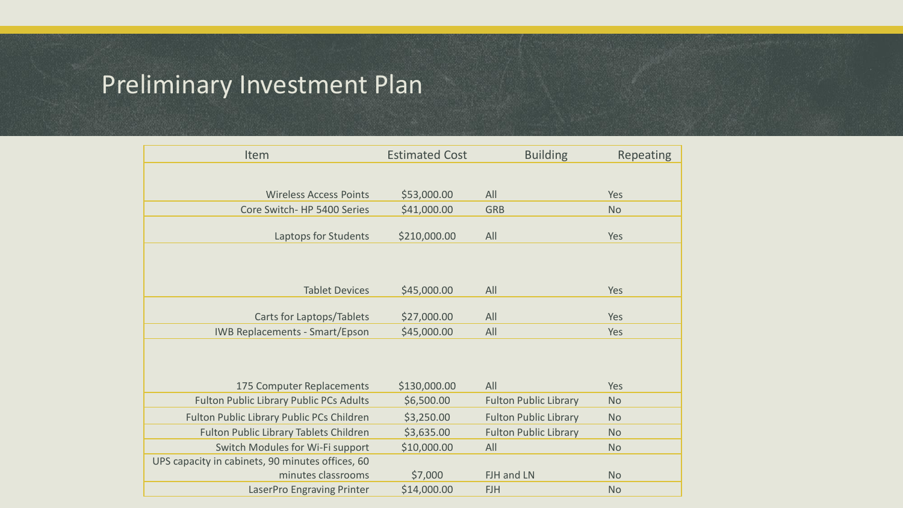# Preliminary Investment Plan

| Item | Estimated Cost | Building | Repeating |
|---|---|---|---|
| Wireless Access Points | $53,000.00 | All | Yes |
| Core Switch- HP 5400 Series | $41,000.00 | GRB | No |
| Laptops for Students | $210,000.00 | All | Yes |
| Tablet Devices | $45,000.00 | All | Yes |
| Carts for Laptops/Tablets | $27,000.00 | All | Yes |
| IWB Replacements - Smart/Epson | $45,000.00 | All | Yes |
| 175 Computer Replacements | $130,000.00 | All | Yes |
| Fulton Public Library Public PCs Adults | $6,500.00 | Fulton Public Library | No |
| Fulton Public Library Public PCs Children | $3,250.00 | Fulton Public Library | No |
| Fulton Public Library Tablets Children | $3,635.00 | Fulton Public Library | No |
| Switch Modules for Wi-Fi support | $10,000.00 | All | No |
| UPS capacity in cabinets, 90 minutes offices, 60 minutes classrooms | $7,000 | FJH and LN | No |
| LaserPro Engraving Printer | $14,000.00 | FJH | No |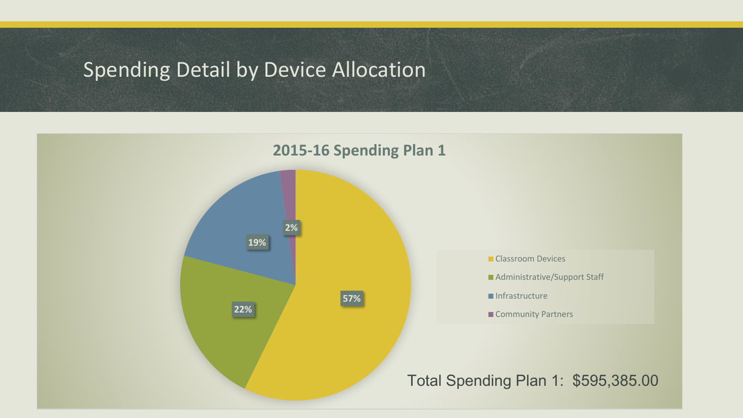# Spending Detail by Device Allocation

## 2015-16 Spending Plan 1

| Category | Percentage |
| --- | --- |
| Classroom Devices | 57% |
| Administrative/Support Staff | 22% |
| Infrastructure | 19% |
| Community Partners | 2% |

Total Spending Plan 1: $595,385.00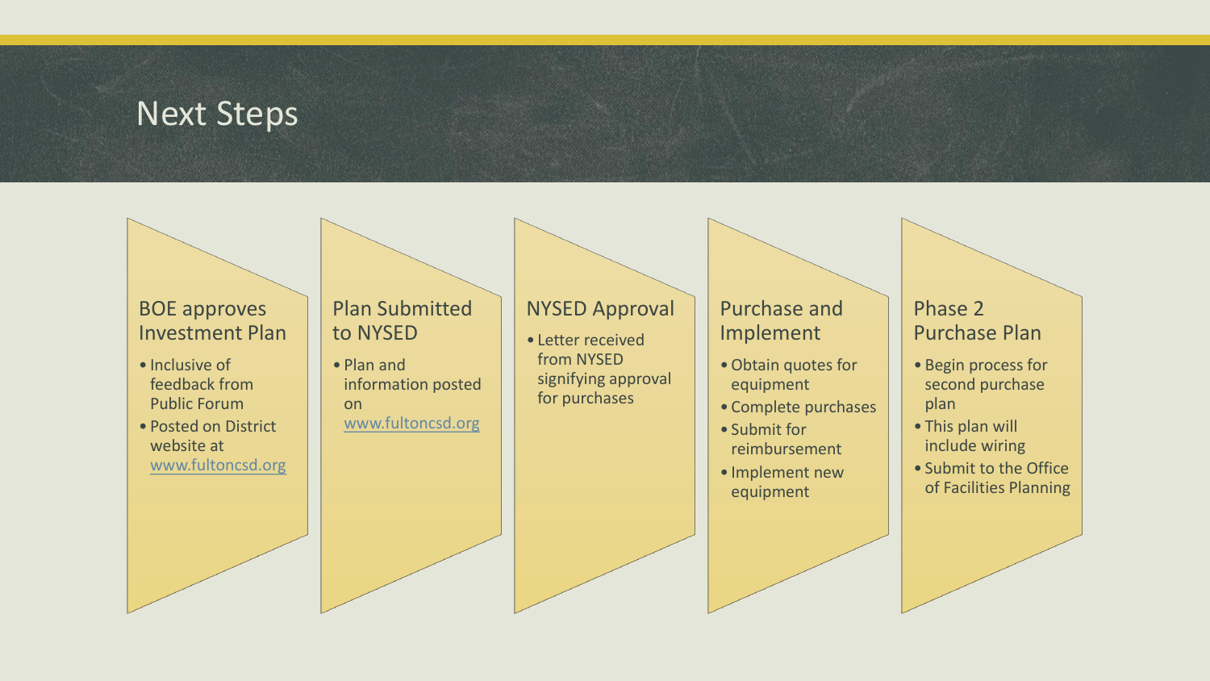# Next Steps

### BOE approves Investment Plan

- Inclusive of feedback from Public Forum
- Posted on District website at www.fultoncsd.org

### Plan Submitted to NYSED

- Plan and information posted on www.fultoncsd.org

### NYSED Approval

- Letter received from NYSED signifying approval for purchases

### Purchase and Implement

- Obtain quotes for equipment
- Complete purchases
- Submit for reimbursement
- Implement new equipment

### Phase 2 Purchase Plan

- Begin process for second purchase plan
- This plan will include wiring
- Submit to the Office of Facilities Planning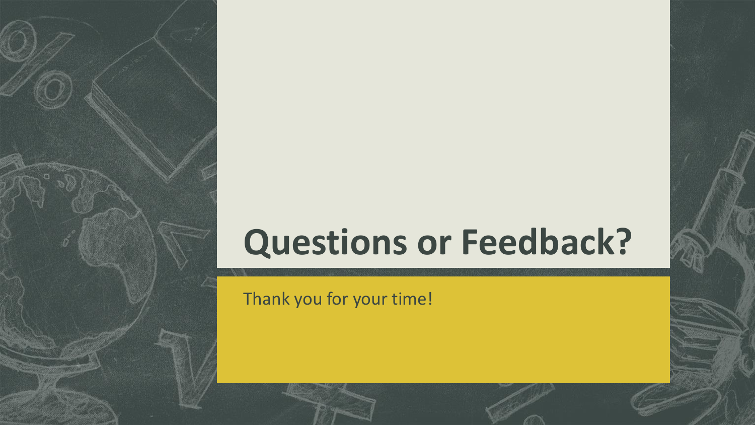# Questions or Feedback?

Thank you for your time!